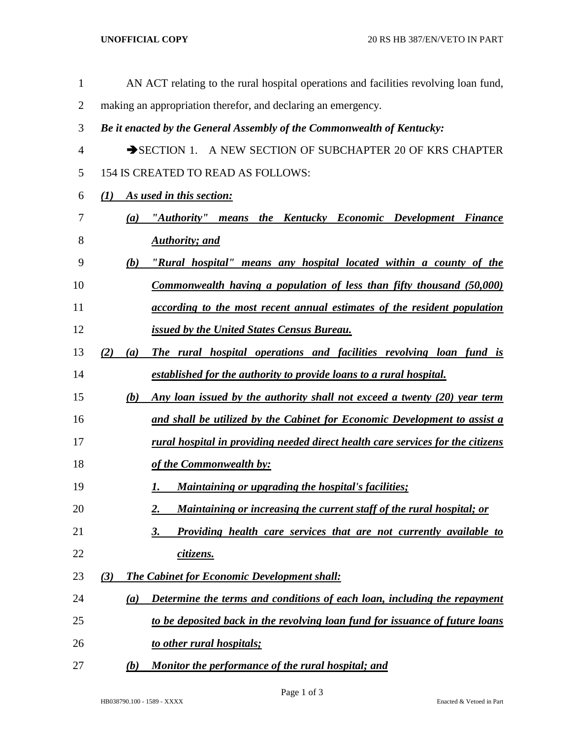AN ACT relating to the rural hospital operations and facilities revolving loan fund, making an appropriation therefor, and declaring an emergency.

***Be it enacted by the General Assembly of the Commonwealth of Kentucky:***

➔SECTION 1. A NEW SECTION OF SUBCHAPTER 20 OF KRS CHAPTER 154 IS CREATED TO READ AS FOLLOWS:

***(1) As used in this section:***

***(a) "Authority" means the Kentucky Economic Development Finance Authority; and***

***(b) "Rural hospital" means any hospital located within a county of the Commonwealth having a population of less than fifty thousand (50,000) according to the most recent annual estimates of the resident population issued by the United States Census Bureau.***

***(2) (a) The rural hospital operations and facilities revolving loan fund is established for the authority to provide loans to a rural hospital.***

***(b) Any loan issued by the authority shall not exceed a twenty (20) year term and shall be utilized by the Cabinet for Economic Development to assist a rural hospital in providing needed direct health care services for the citizens of the Commonwealth by:***

***1. Maintaining or upgrading the hospital's facilities;***

***2. Maintaining or increasing the current staff of the rural hospital; or***

***3. Providing health care services that are not currently available to citizens.***

***(3) The Cabinet for Economic Development shall:***

***(a) Determine the terms and conditions of each loan, including the repayment to be deposited back in the revolving loan fund for issuance of future loans to other rural hospitals;***

***(b) Monitor the performance of the rural hospital; and***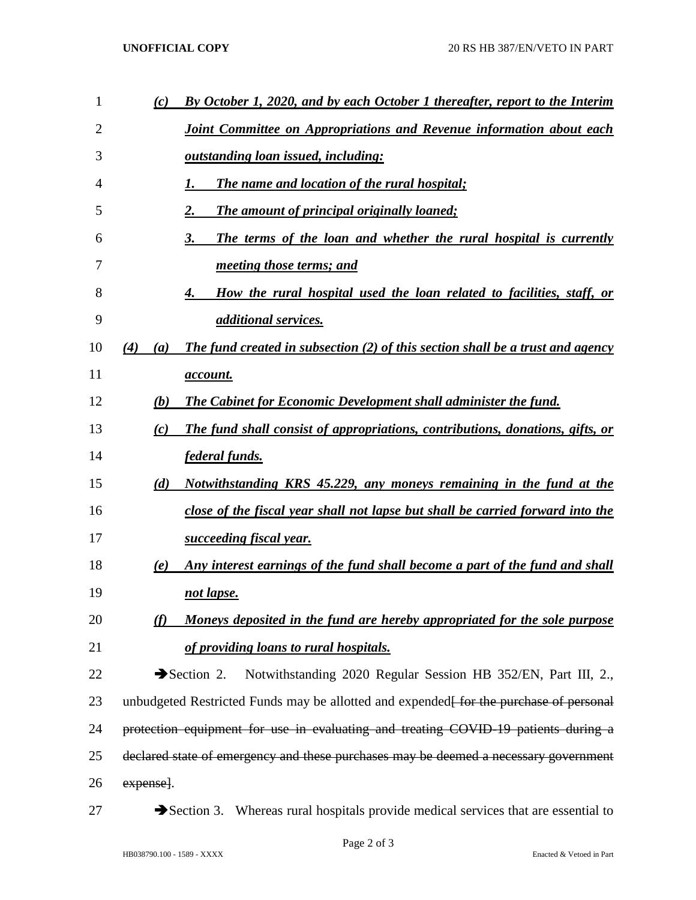*(c)* ***By October 1, 2020, and by each October 1 thereafter, report to the Interim Joint Committee on Appropriations and Revenue information about each outstanding loan issued, including:***

*1.* ***The name and location of the rural hospital;***

*2.* ***The amount of principal originally loaned;***

*3.* ***The terms of the loan and whether the rural hospital is currently meeting those terms; and***

*4.* ***How the rural hospital used the loan related to facilities, staff, or additional services.***

*(4)* *(a)* ***The fund created in subsection (2) of this section shall be a trust and agency account.***

*(b)* ***The Cabinet for Economic Development shall administer the fund.***

*(c)* ***The fund shall consist of appropriations, contributions, donations, gifts, or federal funds.***

*(d)* ***Notwithstanding KRS 45.229, any moneys remaining in the fund at the close of the fiscal year shall not lapse but shall be carried forward into the succeeding fiscal year.***

*(e)* ***Any interest earnings of the fund shall become a part of the fund and shall not lapse.***

*(f)* ***Moneys deposited in the fund are hereby appropriated for the sole purpose of providing loans to rural hospitals.***

➔Section 2. Notwithstanding 2020 Regular Session HB 352/EN, Part III, 2., unbudgeted Restricted Funds may be allotted and expended~~[ for the purchase of personal protection equipment for use in evaluating and treating COVID-19 patients during a declared state of emergency and these purchases may be deemed a necessary government expense]~~.

➔Section 3. Whereas rural hospitals provide medical services that are essential to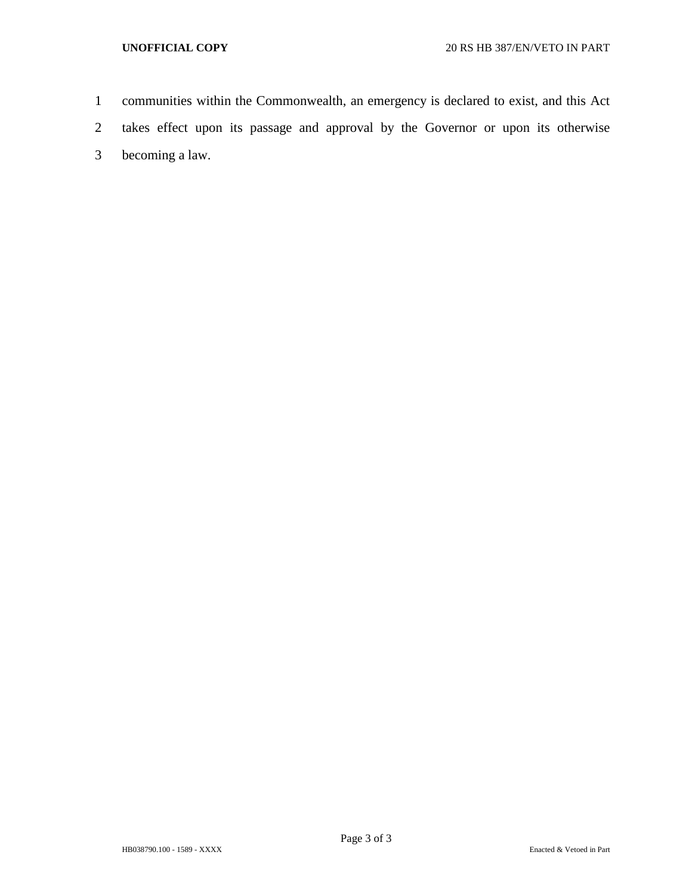communities within the Commonwealth, an emergency is declared to exist, and this Act takes effect upon its passage and approval by the Governor or upon its otherwise becoming a law.